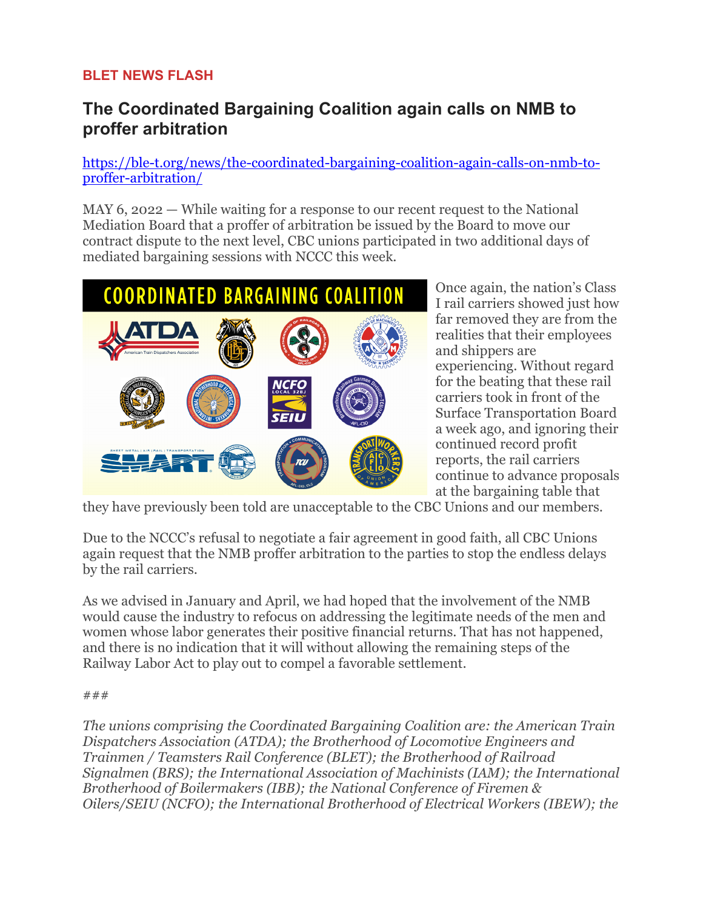**BLET NEWS FLASH**

# The Coordinated Bargaining Coalition again calls on NMB to proffer arbitration

https://ble-t.org/news/the-coordinated-bargaining-coalition-again-calls-on-nmb-to-proffer-arbitration/

MAY 6, 2022 — While waiting for a response to our recent request to the National Mediation Board that a proffer of arbitration be issued by the Board to move our contract dispute to the next level, CBC unions participated in two additional days of mediated bargaining sessions with NCCC this week.

Once again, the nation's Class I rail carriers showed just how far removed they are from the realities that their employees and shippers are experiencing. Without regard for the beating that these rail carriers took in front of the Surface Transportation Board a week ago, and ignoring their continued record profit reports, the rail carriers continue to advance proposals at the bargaining table that they have previously been told are unacceptable to the CBC Unions and our members.

Due to the NCCC's refusal to negotiate a fair agreement in good faith, all CBC Unions again request that the NMB proffer arbitration to the parties to stop the endless delays by the rail carriers.

As we advised in January and April, we had hoped that the involvement of the NMB would cause the industry to refocus on addressing the legitimate needs of the men and women whose labor generates their positive financial returns. That has not happened, and there is no indication that it will without allowing the remaining steps of the Railway Labor Act to play out to compel a favorable settlement.

###

*The unions comprising the Coordinated Bargaining Coalition are: the American Train Dispatchers Association (ATDA); the Brotherhood of Locomotive Engineers and Trainmen / Teamsters Rail Conference (BLET); the Brotherhood of Railroad Signalmen (BRS); the International Association of Machinists (IAM); the International Brotherhood of Boilermakers (IBB); the National Conference of Firemen & Oilers/SEIU (NCFO); the International Brotherhood of Electrical Workers (IBEW); the*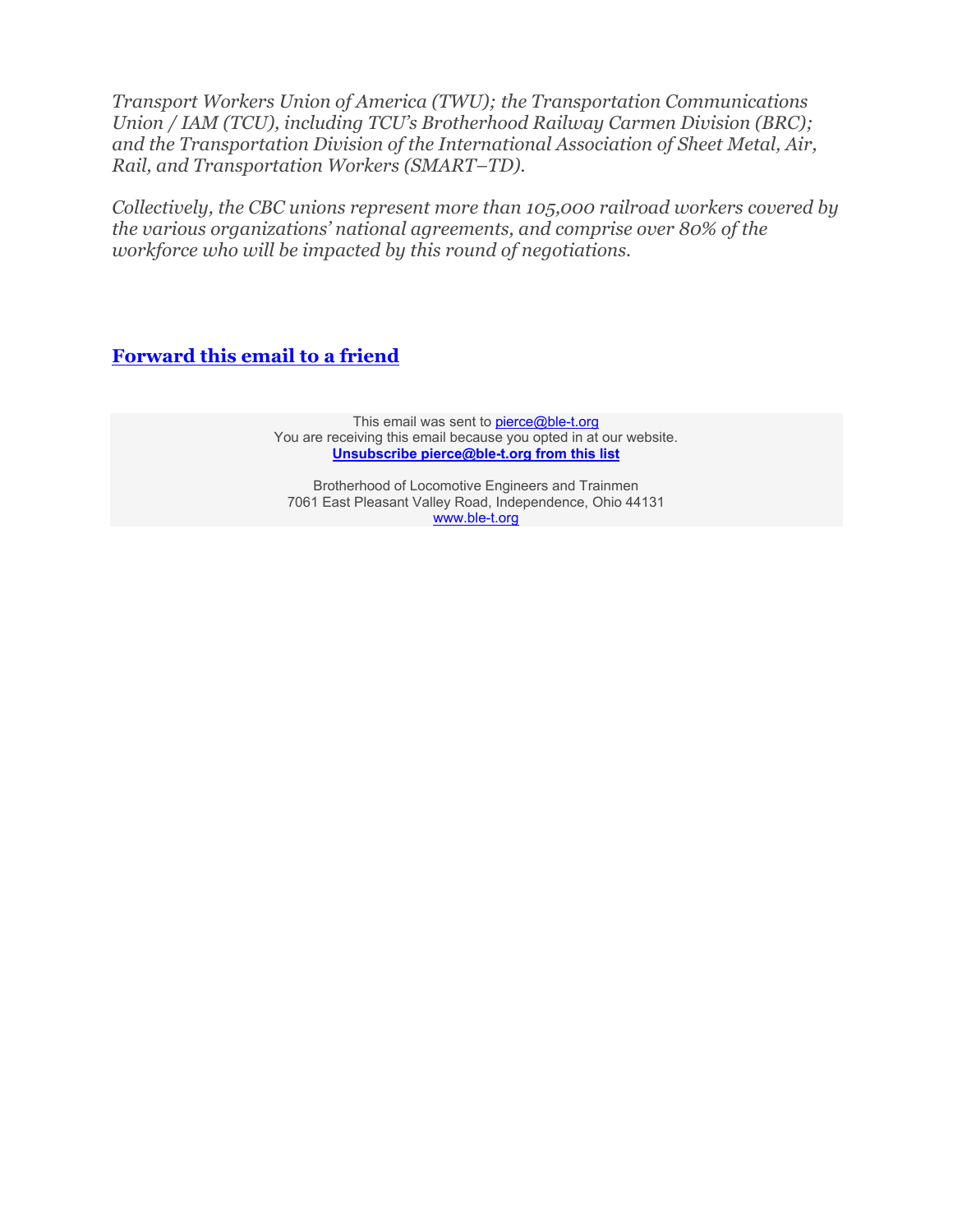*Transport Workers Union of America (TWU); the Transportation Communications Union / IAM (TCU), including TCU's Brotherhood Railway Carmen Division (BRC); and the Transportation Division of the International Association of Sheet Metal, Air, Rail, and Transportation Workers (SMART–TD).*

*Collectively, the CBC unions represent more than 105,000 railroad workers covered by the various organizations' national agreements, and comprise over 80% of the workforce who will be impacted by this round of negotiations.*

**Forward this email to a friend**

This email was sent to pierce@ble-t.org
You are receiving this email because you opted in at our website.
**Unsubscribe pierce@ble-t.org from this list**

Brotherhood of Locomotive Engineers and Trainmen
7061 East Pleasant Valley Road, Independence, Ohio 44131
www.ble-t.org